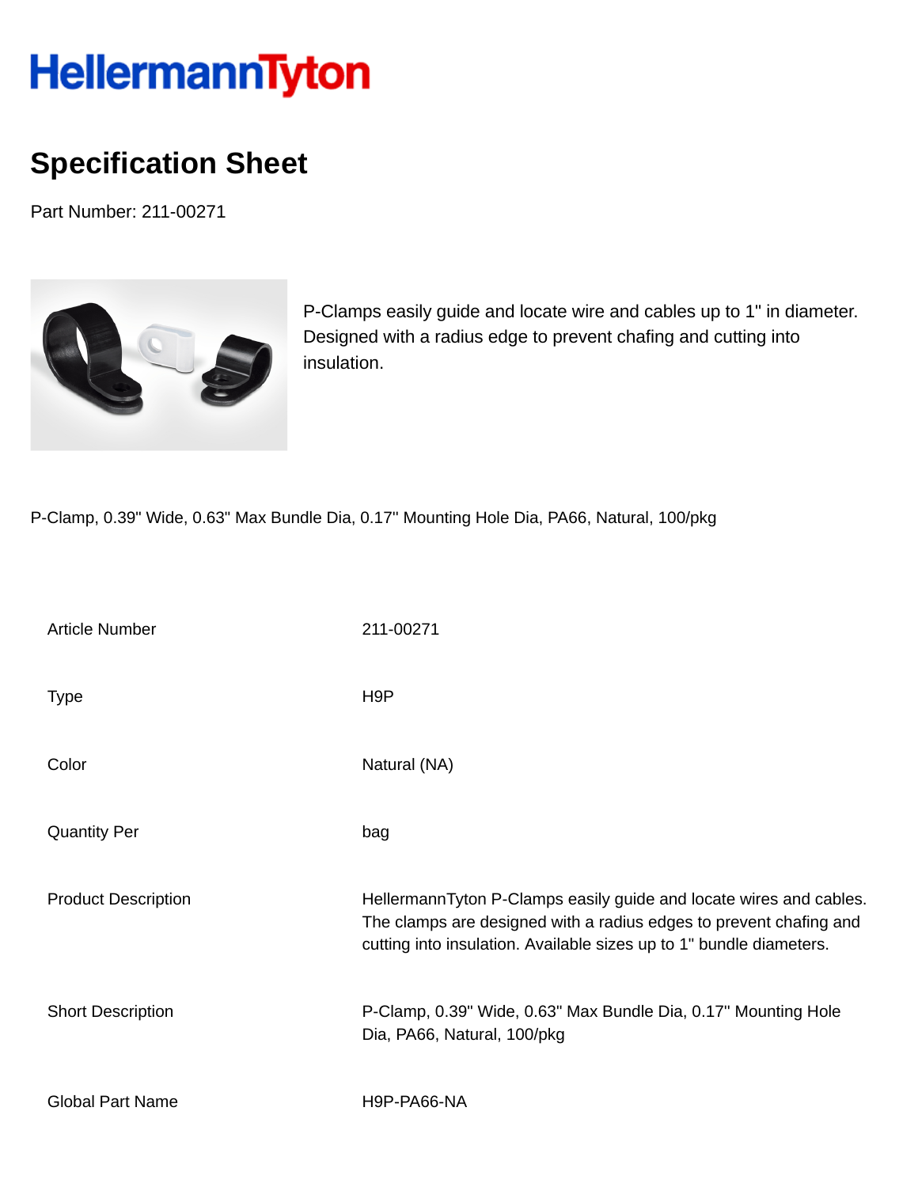# HellermannTyton

## Specification Sheet

Part Number: 211-00271

P-Clamps easily guide and locate wire and cables up to 1" in diameter. Designed with a radius edge to prevent chafing and cutting into insulation.

P-Clamp, 0.39" Wide, 0.63" Max Bundle Dia, 0.17" Mounting Hole Dia, PA66, Natural, 100/pkg

| | |
|---|---|
| Article Number | 211-00271 |
| Type | H9P |
| Color | Natural (NA) |
| Quantity Per | bag |
| Product Description | HellermannTyton P-Clamps easily guide and locate wires and cables. The clamps are designed with a radius edges to prevent chafing and cutting into insulation. Available sizes up to 1" bundle diameters. |
| Short Description | P-Clamp, 0.39" Wide, 0.63" Max Bundle Dia, 0.17" Mounting Hole Dia, PA66, Natural, 100/pkg |
| Global Part Name | H9P-PA66-NA |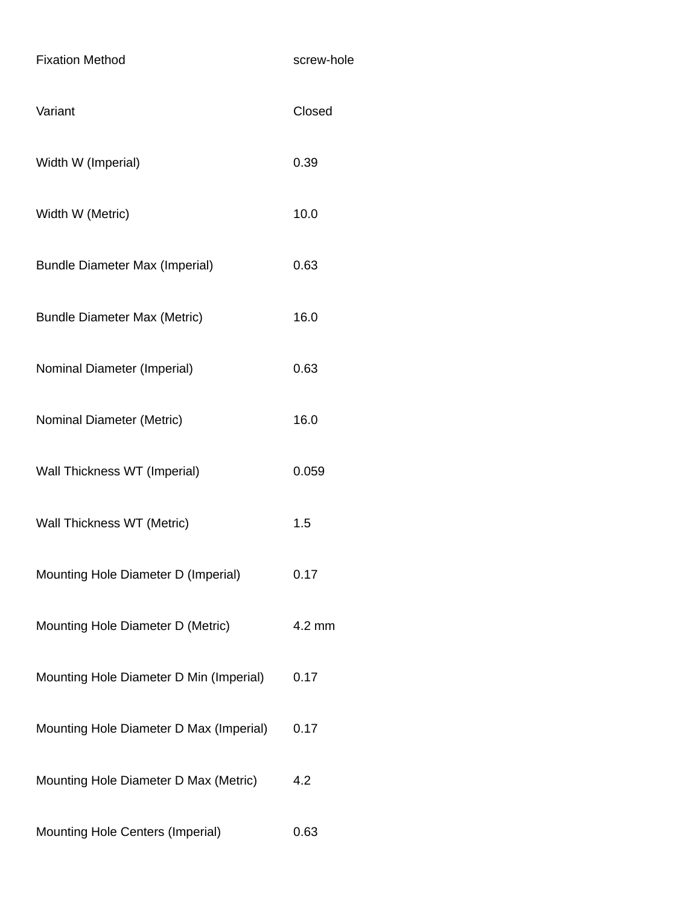| | |
|---|---|
| Fixation Method | screw-hole |
| Variant | Closed |
| Width W (Imperial) | 0.39 |
| Width W (Metric) | 10.0 |
| Bundle Diameter Max (Imperial) | 0.63 |
| Bundle Diameter Max (Metric) | 16.0 |
| Nominal Diameter (Imperial) | 0.63 |
| Nominal Diameter (Metric) | 16.0 |
| Wall Thickness WT (Imperial) | 0.059 |
| Wall Thickness WT (Metric) | 1.5 |
| Mounting Hole Diameter D (Imperial) | 0.17 |
| Mounting Hole Diameter D (Metric) | 4.2 mm |
| Mounting Hole Diameter D Min (Imperial) | 0.17 |
| Mounting Hole Diameter D Max (Imperial) | 0.17 |
| Mounting Hole Diameter D Max (Metric) | 4.2 |
| Mounting Hole Centers (Imperial) | 0.63 |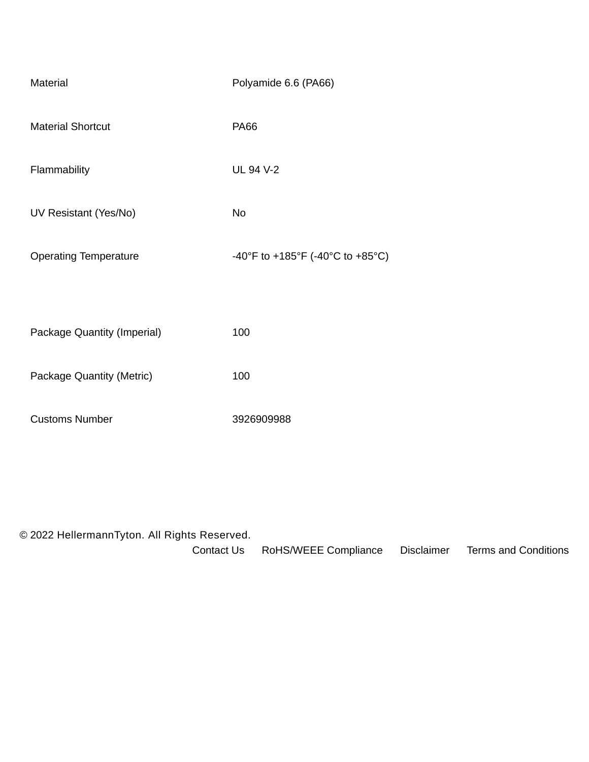| | |
|---|---|
| Material | Polyamide 6.6 (PA66) |
| Material Shortcut | PA66 |
| Flammability | UL 94 V-2 |
| UV Resistant (Yes/No) | No |
| Operating Temperature | -40°F to +185°F (-40°C to +85°C) |

| | |
|---|---|
| Package Quantity (Imperial) | 100 |
| Package Quantity (Metric) | 100 |
| Customs Number | 3926909988 |

© 2022 HellermannTyton. All Rights Reserved.

Contact Us RoHS/WEEE Compliance Disclaimer Terms and Conditions